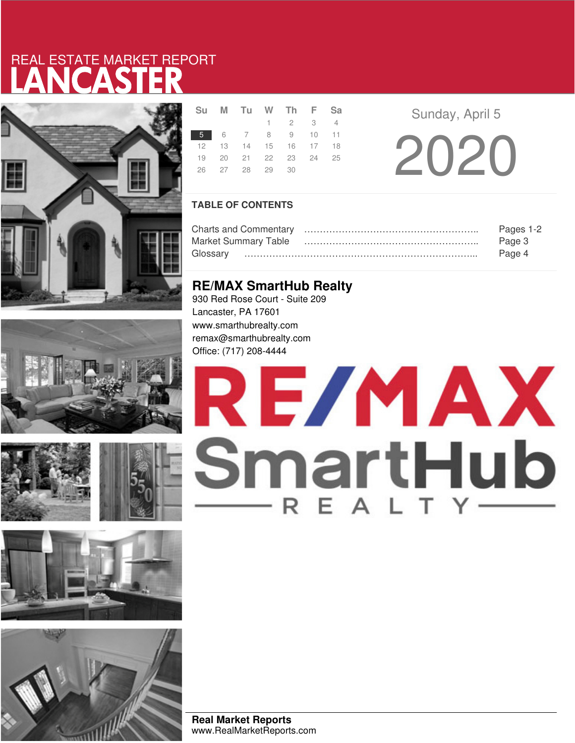REAL ESTATE MARKET REPORT

# LANCASTER

| Su | M | Tu | W | Th | F | Sa |
|---|---|---|---|---|---|---|
| | | | 1 | 2 | 3 | 4 |
| 5 | 6 | 7 | 8 | 9 | 10 | 11 |
| 12 | 13 | 14 | 15 | 16 | 17 | 18 |
| 19 | 20 | 21 | 22 | 23 | 24 | 25 |
| 26 | 27 | 28 | 29 | 30 | | |

Sunday, April 5

2020

## TABLE OF CONTENTS

| | |
|---|---|
| Charts and Commentary | Pages 1-2 |
| Market Summary Table | Page 3 |
| Glossary | Page 4 |

## RE/MAX SmartHub Realty

930 Red Rose Court - Suite 209
Lancaster, PA 17601
www.smarthubrealty.com
remax@smarthubrealty.com
Office: (717) 208-4444

RE/MAX SmartHub REALTY

**Real Market Reports**
www.RealMarketReports.com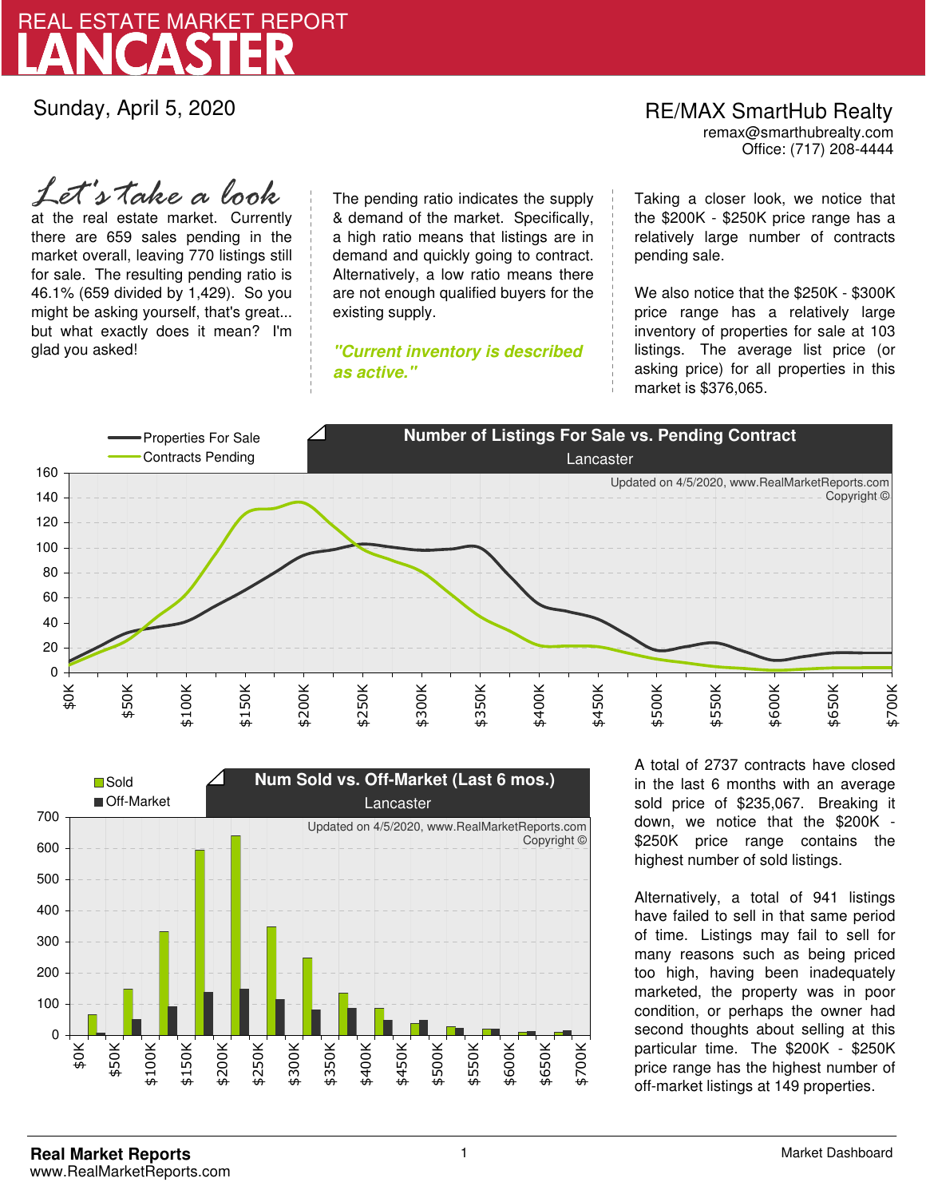# REAL ESTATE MARKET REPORT
# LANCASTER

Sunday, April 5, 2020

RE/MAX SmartHub Realty
remax@smarthubrealty.com
Office: (717) 208-4444

*Let's take a look* at the real estate market. Currently there are 659 sales pending in the market overall, leaving 770 listings still for sale. The resulting pending ratio is 46.1% (659 divided by 1,429). So you might be asking yourself, that's great... but what exactly does it mean? I'm glad you asked!

The pending ratio indicates the supply & demand of the market. Specifically, a high ratio means that listings are in demand and quickly going to contract. Alternatively, a low ratio means there are not enough qualified buyers for the existing supply.

***"Current inventory is described as active."***

Taking a closer look, we notice that the $200K - $250K price range has a relatively large number of contracts pending sale.

We also notice that the $250K - $300K price range has a relatively large inventory of properties for sale at 103 listings. The average list price (or asking price) for all properties in this market is $376,065.

**Number of Listings For Sale vs. Pending Contract**
Lancaster

Properties For Sale / Contracts Pending

Updated on 4/5/2020, www.RealMarketReports.com Copyright ©

**Num Sold vs. Off-Market (Last 6 mos.)**
Lancaster

Sold / Off-Market

Updated on 4/5/2020, www.RealMarketReports.com Copyright ©

A total of 2737 contracts have closed in the last 6 months with an average sold price of $235,067. Breaking it down, we notice that the $200K - $250K price range contains the highest number of sold listings.

Alternatively, a total of 941 listings have failed to sell in that same period of time. Listings may fail to sell for many reasons such as being priced too high, having been inadequately marketed, the property was in poor condition, or perhaps the owner had second thoughts about selling at this particular time. The $200K - $250K price range has the highest number of off-market listings at 149 properties.

**Real Market Reports**
www.RealMarketReports.com

Market Dashboard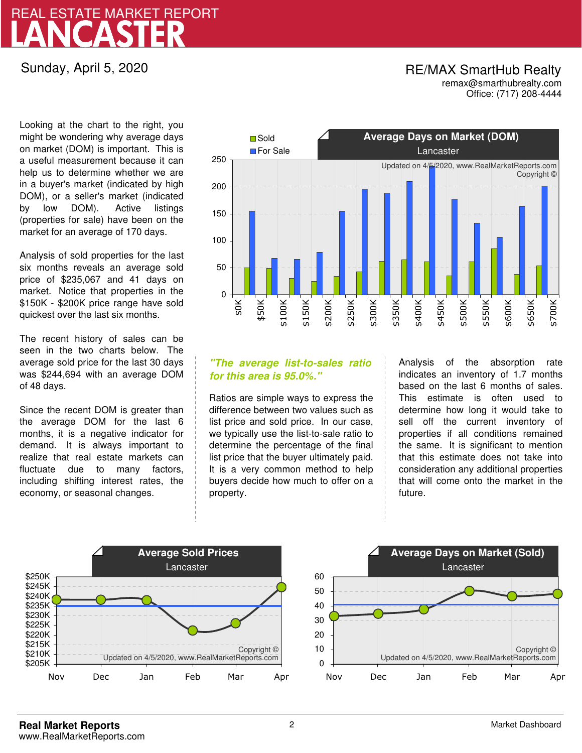# REAL ESTATE MARKET REPORT
# LANCASTER

Sunday, April 5, 2020

RE/MAX SmartHub Realty
remax@smarthubrealty.com
Office: (717) 208-4444

Looking at the chart to the right, you might be wondering why average days on market (DOM) is important. This is a useful measurement because it can help us to determine whether we are in a buyer's market (indicated by high DOM), or a seller's market (indicated by low DOM). Active listings (properties for sale) have been on the market for an average of 170 days.

Analysis of sold properties for the last six months reveals an average sold price of $235,067 and 41 days on market. Notice that properties in the $150K - $200K price range have sold quickest over the last six months.

The recent history of sales can be seen in the two charts below. The average sold price for the last 30 days was $244,694 with an average DOM of 48 days.

Since the recent DOM is greater than the average DOM for the last 6 months, it is a negative indicator for demand. It is always important to realize that real estate markets can fluctuate due to many factors, including shifting interest rates, the economy, or seasonal changes.

**Average Days on Market (DOM)**
Lancaster

Sold / For Sale

Updated on 4/5/2020, www.RealMarketReports.com
Copyright ©

*"The average list-to-sales ratio for this area is 95.0%."*

Ratios are simple ways to express the difference between two values such as list price and sold price. In our case, we typically use the list-to-sale ratio to determine the percentage of the final list price that the buyer ultimately paid. It is a very common method to help buyers decide how much to offer on a property.

Analysis of the absorption rate indicates an inventory of 1.7 months based on the last 6 months of sales. This estimate is often used to determine how long it would take to sell off the current inventory of properties if all conditions remained the same. It is significant to mention that this estimate does not take into consideration any additional properties that will come onto the market in the future.

**Average Sold Prices**
Lancaster

Copyright ©
Updated on 4/5/2020, www.RealMarketReports.com

**Average Days on Market (Sold)**
Lancaster

Copyright ©
Updated on 4/5/2020, www.RealMarketReports.com

**Real Market Reports**
www.RealMarketReports.com

Market Dashboard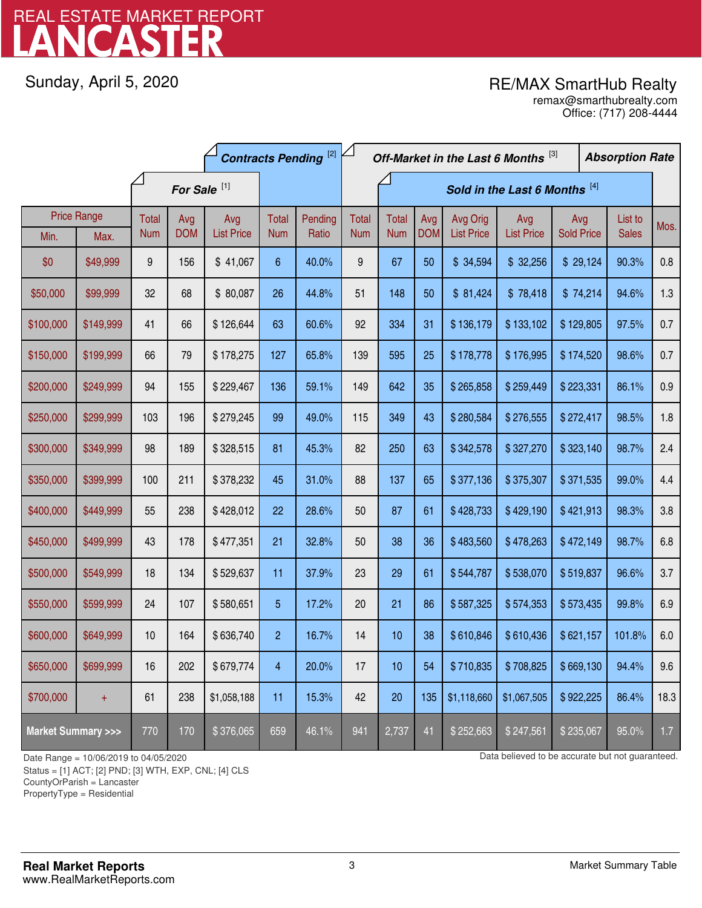# LANCASTER

REAL ESTATE MARKET REPORT

Sunday, April 5, 2020

RE/MAX SmartHub Realty
remax@smarthubrealty.com
Office: (717) 208-4444

| Price Range | | For Sale [1] | | | Contracts Pending [2] | | Off-Market in the Last 6 Months [3] | Sold in the Last 6 Months [4] | | | | | | Absorption Rate |
|---|---|---|---|---|---|---|---|---|---|---|---|---|---|---|
| Min. | Max. | Total Num | Avg DOM | Avg List Price | Total Num | Pending Ratio | Total Num | Total Num | Avg DOM | Avg Orig List Price | Avg List Price | Avg Sold Price | List to Sales | Mos. |
| $0 | $49,999 | 9 | 156 | $ 41,067 | 6 | 40.0% | 9 | 67 | 50 | $ 34,594 | $ 32,256 | $ 29,124 | 90.3% | 0.8 |
| $50,000 | $99,999 | 32 | 68 | $ 80,087 | 26 | 44.8% | 51 | 148 | 50 | $ 81,424 | $ 78,418 | $ 74,214 | 94.6% | 1.3 |
| $100,000 | $149,999 | 41 | 66 | $ 126,644 | 63 | 60.6% | 92 | 334 | 31 | $ 136,179 | $ 133,102 | $ 129,805 | 97.5% | 0.7 |
| $150,000 | $199,999 | 66 | 79 | $ 178,275 | 127 | 65.8% | 139 | 595 | 25 | $ 178,778 | $ 176,995 | $ 174,520 | 98.6% | 0.7 |
| $200,000 | $249,999 | 94 | 155 | $ 229,467 | 136 | 59.1% | 149 | 642 | 35 | $ 265,858 | $ 259,449 | $ 223,331 | 86.1% | 0.9 |
| $250,000 | $299,999 | 103 | 196 | $ 279,245 | 99 | 49.0% | 115 | 349 | 43 | $ 280,584 | $ 276,555 | $ 272,417 | 98.5% | 1.8 |
| $300,000 | $349,999 | 98 | 189 | $ 328,515 | 81 | 45.3% | 82 | 250 | 63 | $ 342,578 | $ 327,270 | $ 323,140 | 98.7% | 2.4 |
| $350,000 | $399,999 | 100 | 211 | $ 378,232 | 45 | 31.0% | 88 | 137 | 65 | $ 377,136 | $ 375,307 | $ 371,535 | 99.0% | 4.4 |
| $400,000 | $449,999 | 55 | 238 | $ 428,012 | 22 | 28.6% | 50 | 87 | 61 | $ 428,733 | $ 429,190 | $ 421,913 | 98.3% | 3.8 |
| $450,000 | $499,999 | 43 | 178 | $ 477,351 | 21 | 32.8% | 50 | 38 | 36 | $ 483,560 | $ 478,263 | $ 472,149 | 98.7% | 6.8 |
| $500,000 | $549,999 | 18 | 134 | $ 529,637 | 11 | 37.9% | 23 | 29 | 61 | $ 544,787 | $ 538,070 | $ 519,837 | 96.6% | 3.7 |
| $550,000 | $599,999 | 24 | 107 | $ 580,651 | 5 | 17.2% | 20 | 21 | 86 | $ 587,325 | $ 574,353 | $ 573,435 | 99.8% | 6.9 |
| $600,000 | $649,999 | 10 | 164 | $ 636,740 | 2 | 16.7% | 14 | 10 | 38 | $ 610,846 | $ 610,436 | $ 621,157 | 101.8% | 6.0 |
| $650,000 | $699,999 | 16 | 202 | $ 679,774 | 4 | 20.0% | 17 | 10 | 54 | $ 710,835 | $ 708,825 | $ 669,130 | 94.4% | 9.6 |
| $700,000 | + | 61 | 238 | $1,058,188 | 11 | 15.3% | 42 | 20 | 135 | $1,118,660 | $1,067,505 | $ 922,225 | 86.4% | 18.3 |
| **Market Summary >>>** | | 770 | 170 | $ 376,065 | 659 | 46.1% | 941 | 2,737 | 41 | $ 252,663 | $ 247,561 | $ 235,067 | 95.0% | 1.7 |

Date Range = 10/06/2019 to 04/05/2020
Status = [1] ACT; [2] PND; [3] WTH, EXP, CNL; [4] CLS
CountyOrParish = Lancaster
PropertyType = Residential

Data believed to be accurate but not guaranteed.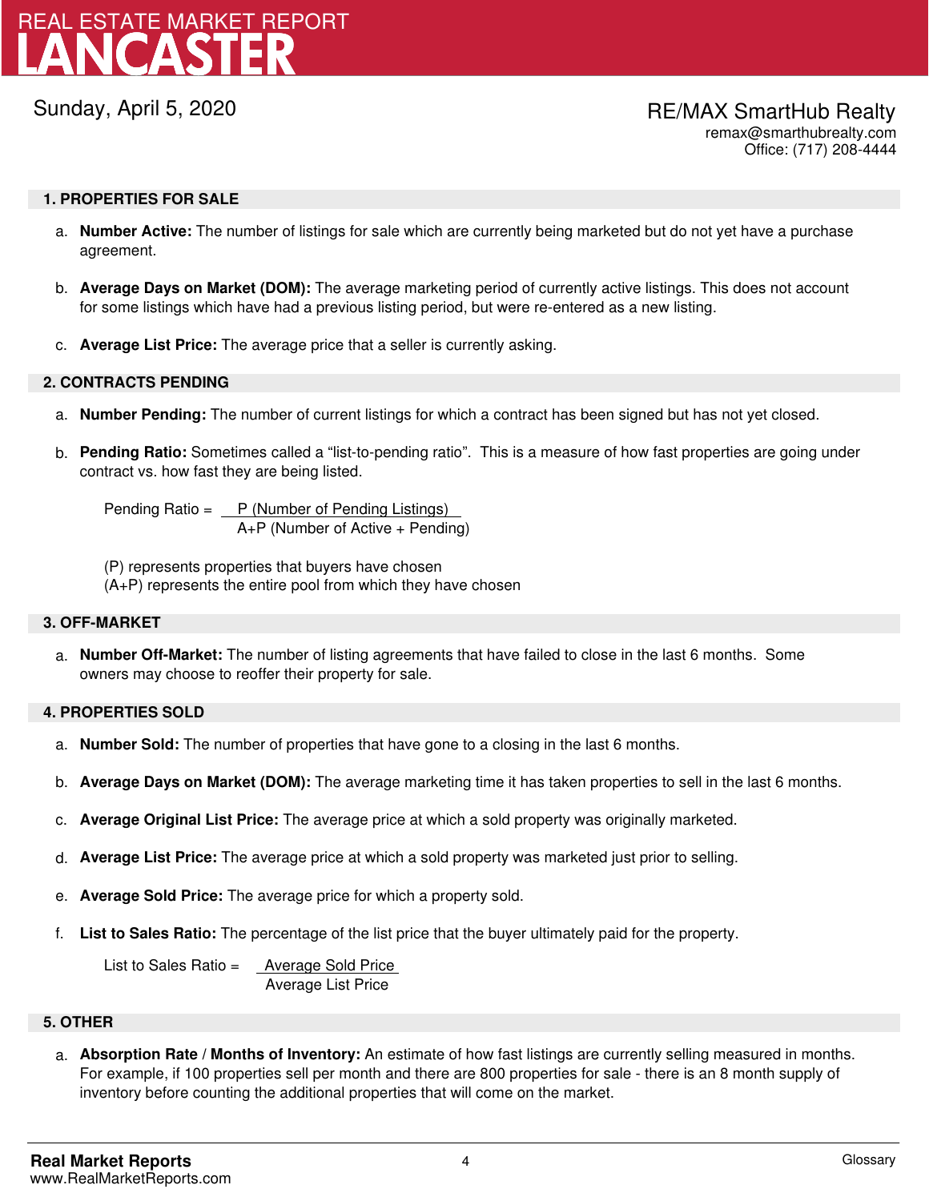# REAL ESTATE MARKET REPORT LANCASTER

Sunday, April 5, 2020

RE/MAX SmartHub Realty
remax@smarthubrealty.com
Office: (717) 208-4444

## 1. PROPERTIES FOR SALE

a. **Number Active:** The number of listings for sale which are currently being marketed but do not yet have a purchase agreement.

b. **Average Days on Market (DOM):** The average marketing period of currently active listings. This does not account for some listings which have had a previous listing period, but were re-entered as a new listing.

c. **Average List Price:** The average price that a seller is currently asking.

## 2. CONTRACTS PENDING

a. **Number Pending:** The number of current listings for which a contract has been signed but has not yet closed.

b. **Pending Ratio:** Sometimes called a "list-to-pending ratio". This is a measure of how fast properties are going under contract vs. how fast they are being listed.

$$\text{Pending Ratio} = \frac{\text{P (Number of Pending Listings)}}{\text{A+P (Number of Active + Pending)}}$$

(P) represents properties that buyers have chosen
(A+P) represents the entire pool from which they have chosen

## 3. OFF-MARKET

a. **Number Off-Market:** The number of listing agreements that have failed to close in the last 6 months. Some owners may choose to reoffer their property for sale.

## 4. PROPERTIES SOLD

a. **Number Sold:** The number of properties that have gone to a closing in the last 6 months.

b. **Average Days on Market (DOM):** The average marketing time it has taken properties to sell in the last 6 months.

c. **Average Original List Price:** The average price at which a sold property was originally marketed.

d. **Average List Price:** The average price at which a sold property was marketed just prior to selling.

e. **Average Sold Price:** The average price for which a property sold.

f. **List to Sales Ratio:** The percentage of the list price that the buyer ultimately paid for the property.

$$\text{List to Sales Ratio} = \frac{\text{Average Sold Price}}{\text{Average List Price}}$$

## 5. OTHER

a. **Absorption Rate / Months of Inventory:** An estimate of how fast listings are currently selling measured in months. For example, if 100 properties sell per month and there are 800 properties for sale - there is an 8 month supply of inventory before counting the additional properties that will come on the market.